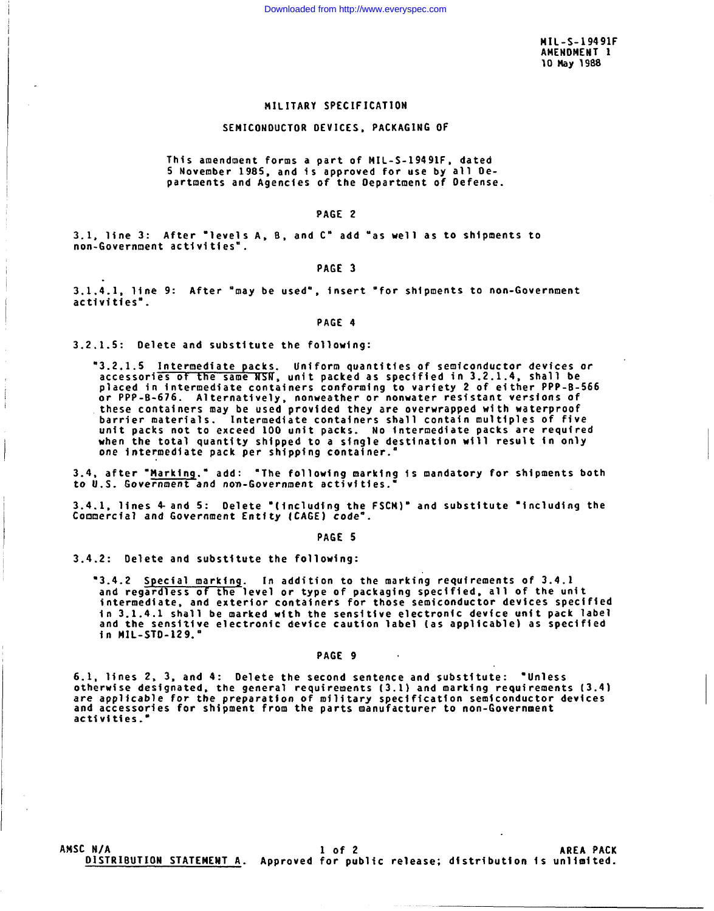MIL-S-19491F
AMENDMENT 1
10 May 1988

# MILITARY SPECIFICATION

## SEMICONDUCTOR DEVICES, PACKAGING OF

This amendment forms a part of MIL-S-19491F, dated 5 November 1985, and is approved for use by all Departments and Agencies of the Department of Defense.

### PAGE 2

3.1, line 3: After "levels A, B, and C" add "as well as to shipments to non-Government activities".

### PAGE 3

3.1.4.1, line 9: After "may be used", insert "for shipments to non-Government activities".

### PAGE 4

3.2.1.5: Delete and substitute the following:

> "3.2.1.5 Intermediate packs. Uniform quantities of semiconductor devices or accessories of the same NSN, unit packed as specified in 3.2.1.4, shall be placed in intermediate containers conforming to variety 2 of either PPP-B-566 or PPP-B-676. Alternatively, nonweather or nonwater resistant versions of these containers may be used provided they are overwrapped with waterproof barrier materials. Intermediate containers shall contain multiples of five unit packs not to exceed 100 unit packs. No intermediate packs are required when the total quantity shipped to a single destination will result in only one intermediate pack per shipping container."

3.4, after "Marking." add: "The following marking is mandatory for shipments both to U.S. Government and non-Government activities."

3.4.1, lines 4 and 5: Delete "(including the FSCM)" and substitute "including the Commercial and Government Entity (CAGE) code".

### PAGE 5

3.4.2: Delete and substitute the following:

> "3.4.2 Special marking. In addition to the marking requirements of 3.4.1 and regardless of the level or type of packaging specified, all of the unit intermediate, and exterior containers for those semiconductor devices specified in 3.1.4.1 shall be marked with the sensitive electronic device unit pack label and the sensitive electronic device caution label (as applicable) as specified in MIL-STD-129."

### PAGE 9

6.1, lines 2, 3, and 4: Delete the second sentence and substitute: "Unless otherwise designated, the general requirements (3.1) and marking requirements (3.4) are applicable for the preparation of military specification semiconductor devices and accessories for shipment from the parts manufacturer to non-Government activities."

AMSC N/A AREA PACK

DISTRIBUTION STATEMENT A. Approved for public release; distribution is unlimited.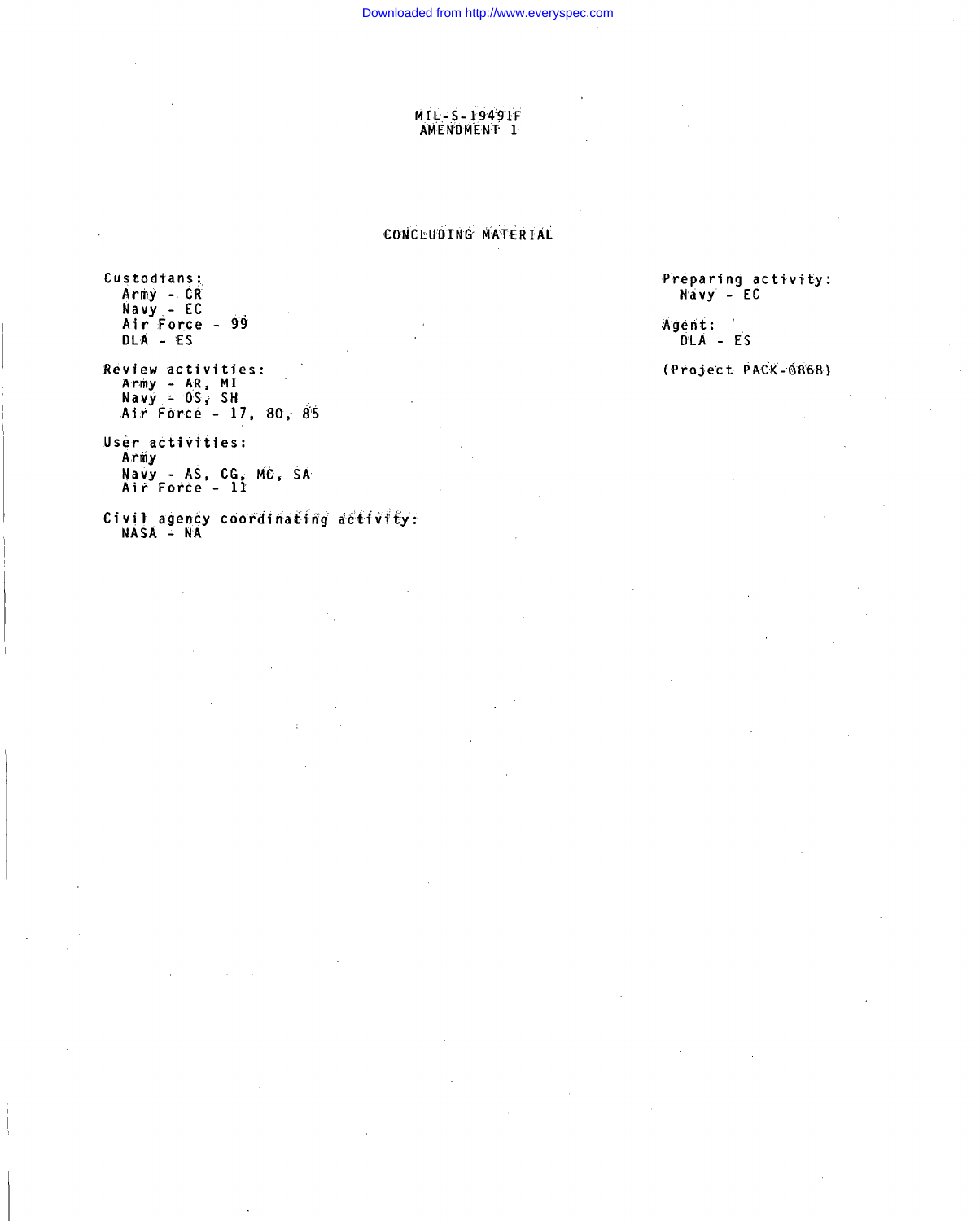MIL-S-19491F
AMENDMENT 1

## CONCLUDING MATERIAL

Custodians:
  Army - CR
  Navy - EC
  Air Force - 99
  DLA - ES

Review activities:
  Army - AR, MI
  Navy - OS, SH
  Air Force - 17, 80, 85

User activities:
  Army
  Navy - AS, CG, MC, SA
  Air Force - 11

Civil agency coordinating activity:
  NASA - NA

Preparing activity:
  Navy - EC

Agent:
  DLA - ES

(Project PACK-0868)